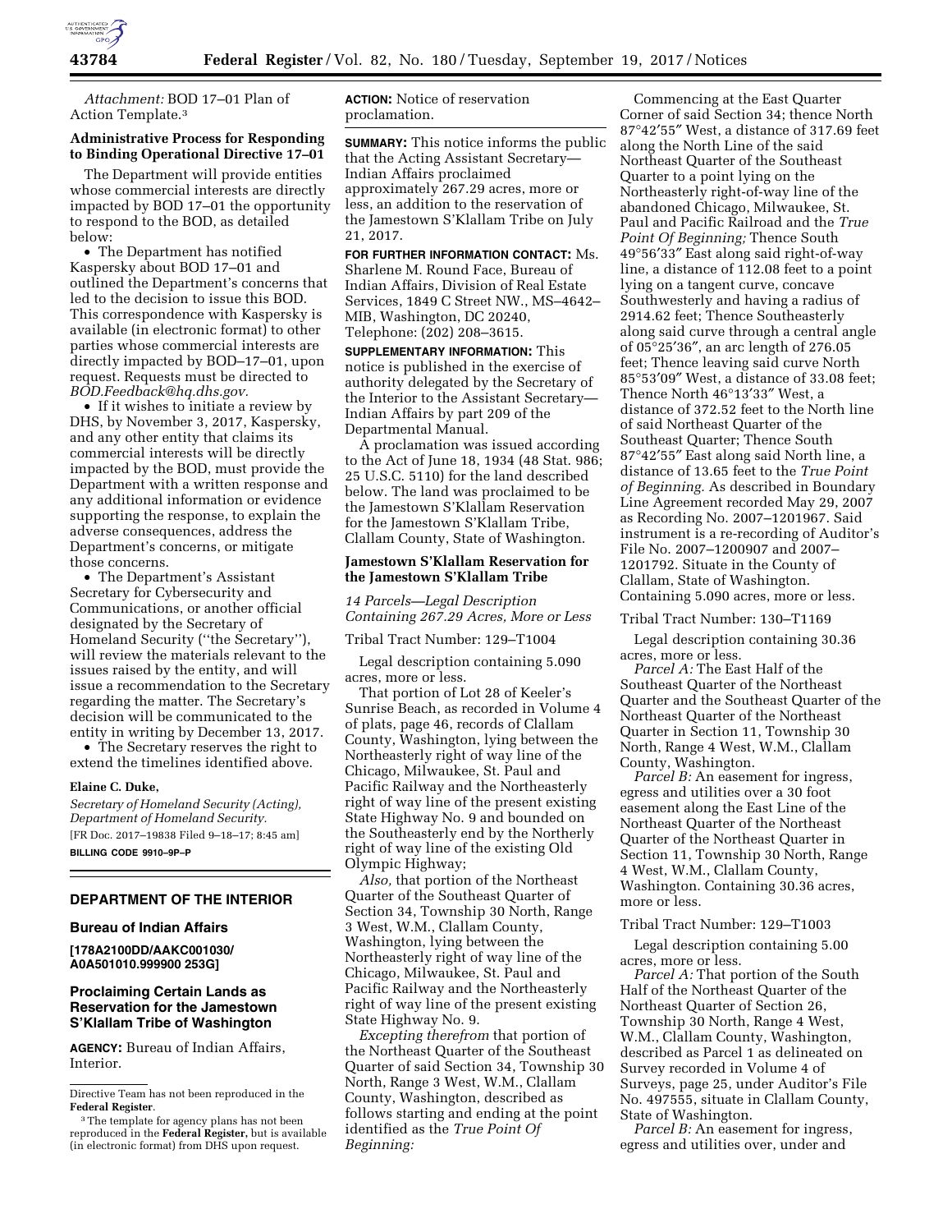*Attachment:* BOD 17–01 Plan of Action Template.[3]

**Administrative Process for Responding to Binding Operational Directive 17–01**

The Department will provide entities whose commercial interests are directly impacted by BOD 17–01 the opportunity to respond to the BOD, as detailed below:

- The Department has notified Kaspersky about BOD 17–01 and outlined the Department's concerns that led to the decision to issue this BOD. This correspondence with Kaspersky is available (in electronic format) to other parties whose commercial interests are directly impacted by BOD–17–01, upon request. Requests must be directed to *BOD.Feedback@hq.dhs.gov.*
- If it wishes to initiate a review by DHS, by November 3, 2017, Kaspersky, and any other entity that claims its commercial interests will be directly impacted by the BOD, must provide the Department with a written response and any additional information or evidence supporting the response, to explain the adverse consequences, address the Department's concerns, or mitigate those concerns.
- The Department's Assistant Secretary for Cybersecurity and Communications, or another official designated by the Secretary of Homeland Security (''the Secretary''), will review the materials relevant to the issues raised by the entity, and will issue a recommendation to the Secretary regarding the matter. The Secretary's decision will be communicated to the entity in writing by December 13, 2017.
- The Secretary reserves the right to extend the timelines identified above.

**Elaine C. Duke,**

*Secretary of Homeland Security (Acting), Department of Homeland Security.*

[FR Doc. 2017–19838 Filed 9–18–17; 8:45 am]

**BILLING CODE 9910–9P–P**

Directive Team has not been reproduced in the **Federal Register**.

[3] The template for agency plans has not been reproduced in the **Federal Register,** but is available (in electronic format) from DHS upon request.

## DEPARTMENT OF THE INTERIOR

### Bureau of Indian Affairs

**[178A2100DD/AAKC001030/A0A501010.999900 253G]**

### Proclaiming Certain Lands as Reservation for the Jamestown S'Klallam Tribe of Washington

**AGENCY:** Bureau of Indian Affairs, Interior.

**ACTION:** Notice of reservation proclamation.

**SUMMARY:** This notice informs the public that the Acting Assistant Secretary—Indian Affairs proclaimed approximately 267.29 acres, more or less, an addition to the reservation of the Jamestown S'Klallam Tribe on July 21, 2017.

**FOR FURTHER INFORMATION CONTACT:** Ms. Sharlene M. Round Face, Bureau of Indian Affairs, Division of Real Estate Services, 1849 C Street NW., MS–4642–MIB, Washington, DC 20240, Telephone: (202) 208–3615.

**SUPPLEMENTARY INFORMATION:** This notice is published in the exercise of authority delegated by the Secretary of the Interior to the Assistant Secretary—Indian Affairs by part 209 of the Departmental Manual.

A proclamation was issued according to the Act of June 18, 1934 (48 Stat. 986; 25 U.S.C. 5110) for the land described below. The land was proclaimed to be the Jamestown S'Klallam Reservation for the Jamestown S'Klallam Tribe, Clallam County, State of Washington.

#### Jamestown S'Klallam Reservation for the Jamestown S'Klallam Tribe

*14 Parcels—Legal Description Containing 267.29 Acres, More or Less*

Tribal Tract Number: 129–T1004

Legal description containing 5.090 acres, more or less.

That portion of Lot 28 of Keeler's Sunrise Beach, as recorded in Volume 4 of plats, page 46, records of Clallam County, Washington, lying between the Northeasterly right of way line of the Chicago, Milwaukee, St. Paul and Pacific Railway and the Northeasterly right of way line of the present existing State Highway No. 9 and bounded on the Southeasterly end by the Northerly right of way line of the existing Old Olympic Highway;

*Also,* that portion of the Northeast Quarter of the Southeast Quarter of Section 34, Township 30 North, Range 3 West, W.M., Clallam County, Washington, lying between the Northeasterly right of way line of the Chicago, Milwaukee, St. Paul and Pacific Railway and the Northeasterly right of way line of the present existing State Highway No. 9.

*Excepting therefrom* that portion of the Northeast Quarter of the Southeast Quarter of said Section 34, Township 30 North, Range 3 West, W.M., Clallam County, Washington, described as follows starting and ending at the point identified as the *True Point Of Beginning:*

Commencing at the East Quarter Corner of said Section 34; thence North 87°42′55″ West, a distance of 317.69 feet along the North Line of the said Northeast Quarter of the Southeast Quarter to a point lying on the Northeasterly right-of-way line of the abandoned Chicago, Milwaukee, St. Paul and Pacific Railroad and the *True Point Of Beginning;* Thence South 49°56′33″ East along said right-of-way line, a distance of 112.08 feet to a point lying on a tangent curve, concave Southwesterly and having a radius of 2914.62 feet; Thence Southeasterly along said curve through a central angle of 05°25′36″, an arc length of 276.05 feet; Thence leaving said curve North 85°53′09″ West, a distance of 33.08 feet; Thence North 46°13′33″ West, a distance of 372.52 feet to the North line of said Northeast Quarter of the Southeast Quarter; Thence South 87°42′55″ East along said North line, a distance of 13.65 feet to the *True Point of Beginning.* As described in Boundary Line Agreement recorded May 29, 2007 as Recording No. 2007–1201967. Said instrument is a re-recording of Auditor's File No. 2007–1200907 and 2007–1201792. Situate in the County of Clallam, State of Washington. Containing 5.090 acres, more or less.

Tribal Tract Number: 130–T1169

Legal description containing 30.36 acres, more or less.

*Parcel A:* The East Half of the Southeast Quarter of the Northeast Quarter and the Southeast Quarter of the Northeast Quarter of the Northeast Quarter in Section 11, Township 30 North, Range 4 West, W.M., Clallam County, Washington.

*Parcel B:* An easement for ingress, egress and utilities over a 30 foot easement along the East Line of the Northeast Quarter of the Northeast Quarter of the Northeast Quarter in Section 11, Township 30 North, Range 4 West, W.M., Clallam County, Washington. Containing 30.36 acres, more or less.

Tribal Tract Number: 129–T1003

Legal description containing 5.00 acres, more or less.

*Parcel A:* That portion of the South Half of the Northeast Quarter of the Northeast Quarter of Section 26, Township 30 North, Range 4 West, W.M., Clallam County, Washington, described as Parcel 1 as delineated on Survey recorded in Volume 4 of Surveys, page 25, under Auditor's File No. 497555, situate in Clallam County, State of Washington.

*Parcel B:* An easement for ingress, egress and utilities over, under and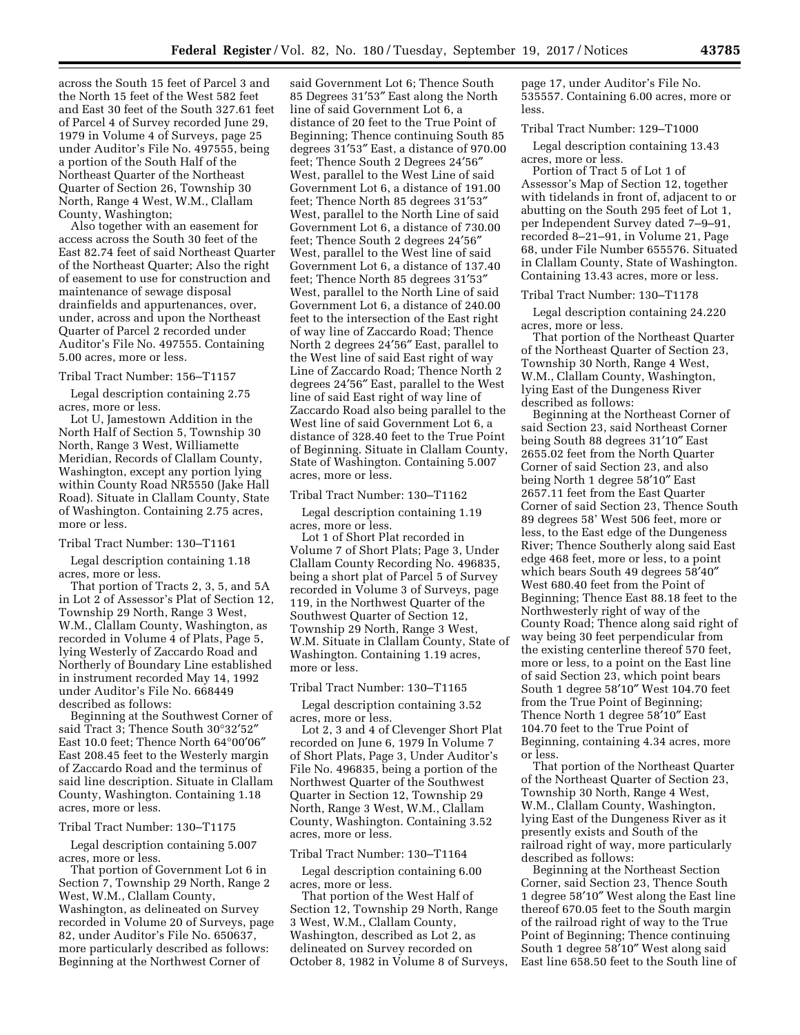across the South 15 feet of Parcel 3 and the North 15 feet of the West 582 feet and East 30 feet of the South 327.61 feet of Parcel 4 of Survey recorded June 29, 1979 in Volume 4 of Surveys, page 25 under Auditor's File No. 497555, being a portion of the South Half of the Northeast Quarter of the Northeast Quarter of Section 26, Township 30 North, Range 4 West, W.M., Clallam County, Washington;

Also together with an easement for access across the South 30 feet of the East 82.74 feet of said Northeast Quarter of the Northeast Quarter; Also the right of easement to use for construction and maintenance of sewage disposal drainfields and appurtenances, over, under, across and upon the Northeast Quarter of Parcel 2 recorded under Auditor's File No. 497555. Containing 5.00 acres, more or less.

Tribal Tract Number: 156–T1157

Legal description containing 2.75 acres, more or less.

Lot U, Jamestown Addition in the North Half of Section 5, Township 30 North, Range 3 West, Williamette Meridian, Records of Clallam County, Washington, except any portion lying within County Road NR5550 (Jake Hall Road). Situate in Clallam County, State of Washington. Containing 2.75 acres, more or less.

Tribal Tract Number: 130–T1161

Legal description containing 1.18 acres, more or less.

That portion of Tracts 2, 3, 5, and 5A in Lot 2 of Assessor's Plat of Section 12, Township 29 North, Range 3 West, W.M., Clallam County, Washington, as recorded in Volume 4 of Plats, Page 5, lying Westerly of Zaccardo Road and Northerly of Boundary Line established in instrument recorded May 14, 1992 under Auditor's File No. 668449 described as follows:

Beginning at the Southwest Corner of said Tract 3; Thence South 30°32′52″ East 10.0 feet; Thence North 64°00′06″ East 208.45 feet to the Westerly margin of Zaccardo Road and the terminus of said line description. Situate in Clallam County, Washington. Containing 1.18 acres, more or less.

Tribal Tract Number: 130–T1175

Legal description containing 5.007 acres, more or less.

That portion of Government Lot 6 in Section 7, Township 29 North, Range 2 West, W.M., Clallam County, Washington, as delineated on Survey recorded in Volume 20 of Surveys, page 82, under Auditor's File No. 650637, more particularly described as follows: Beginning at the Northwest Corner of said Government Lot 6; Thence South 85 Degrees 31′53″ East along the North line of said Government Lot 6, a distance of 20 feet to the True Point of Beginning; Thence continuing South 85 degrees 31′53″ East, a distance of 970.00 feet; Thence South 2 Degrees 24′56″ West, parallel to the West Line of said Government Lot 6, a distance of 191.00 feet; Thence North 85 degrees 31′53″ West, parallel to the North Line of said Government Lot 6, a distance of 730.00 feet; Thence South 2 degrees 24′56″ West, parallel to the West line of said Government Lot 6, a distance of 137.40 feet; Thence North 85 degrees 31′53″ West, parallel to the North Line of said Government Lot 6, a distance of 240.00 feet to the intersection of the East right of way line of Zaccardo Road; Thence North 2 degrees 24′56″ East, parallel to the West line of said East right of way Line of Zaccardo Road; Thence North 2 degrees 24′56″ East, parallel to the West line of said East right of way line of Zaccardo Road also being parallel to the West line of said Government Lot 6, a distance of 328.40 feet to the True Point of Beginning. Situate in Clallam County, State of Washington. Containing 5.007 acres, more or less.

Tribal Tract Number: 130–T1162

Legal description containing 1.19 acres, more or less.

Lot 1 of Short Plat recorded in Volume 7 of Short Plats; Page 3, Under Clallam County Recording No. 496835, being a short plat of Parcel 5 of Survey recorded in Volume 3 of Surveys, page 119, in the Northwest Quarter of the Southwest Quarter of Section 12, Township 29 North, Range 3 West, W.M. Situate in Clallam County, State of Washington. Containing 1.19 acres, more or less.

Tribal Tract Number: 130–T1165

Legal description containing 3.52 acres, more or less.

Lot 2, 3 and 4 of Clevenger Short Plat recorded on June 6, 1979 In Volume 7 of Short Plats, Page 3, Under Auditor's File No. 496835, being a portion of the Northwest Quarter of the Southwest Quarter in Section 12, Township 29 North, Range 3 West, W.M., Clallam County, Washington. Containing 3.52 acres, more or less.

Tribal Tract Number: 130–T1164

Legal description containing 6.00 acres, more or less.

That portion of the West Half of Section 12, Township 29 North, Range 3 West, W.M., Clallam County, Washington, described as Lot 2, as delineated on Survey recorded on October 8, 1982 in Volume 8 of Surveys, page 17, under Auditor's File No. 535557. Containing 6.00 acres, more or less.

Tribal Tract Number: 129–T1000

Legal description containing 13.43 acres, more or less.

Portion of Tract 5 of Lot 1 of Assessor's Map of Section 12, together with tidelands in front of, adjacent to or abutting on the South 295 feet of Lot 1, per Independent Survey dated 7–9–91, recorded 8–21–91, in Volume 21, Page 68, under File Number 655576. Situated in Clallam County, State of Washington. Containing 13.43 acres, more or less.

Tribal Tract Number: 130–T1178

Legal description containing 24.220 acres, more or less.

That portion of the Northeast Quarter of the Northeast Quarter of Section 23, Township 30 North, Range 4 West, W.M., Clallam County, Washington, lying East of the Dungeness River described as follows:

Beginning at the Northeast Corner of said Section 23, said Northeast Corner being South 88 degrees 31′10″ East 2655.02 feet from the North Quarter Corner of said Section 23, and also being North 1 degree 58′10″ East 2657.11 feet from the East Quarter Corner of said Section 23, Thence South 89 degrees 58' West 506 feet, more or less, to the East edge of the Dungeness River; Thence Southerly along said East edge 468 feet, more or less, to a point which bears South 49 degrees 58′40″ West 680.40 feet from the Point of Beginning; Thence East 88.18 feet to the Northwesterly right of way of the County Road; Thence along said right of way being 30 feet perpendicular from the existing centerline thereof 570 feet, more or less, to a point on the East line of said Section 23, which point bears South 1 degree 58′10″ West 104.70 feet from the True Point of Beginning; Thence North 1 degree 58′10″ East 104.70 feet to the True Point of Beginning, containing 4.34 acres, more or less.

That portion of the Northeast Quarter of the Northeast Quarter of Section 23, Township 30 North, Range 4 West, W.M., Clallam County, Washington, lying East of the Dungeness River as it presently exists and South of the railroad right of way, more particularly described as follows:

Beginning at the Northeast Section Corner, said Section 23, Thence South 1 degree 58′10″ West along the East line thereof 670.05 feet to the South margin of the railroad right of way to the True Point of Beginning; Thence continuing South 1 degree 58′10″ West along said East line 658.50 feet to the South line of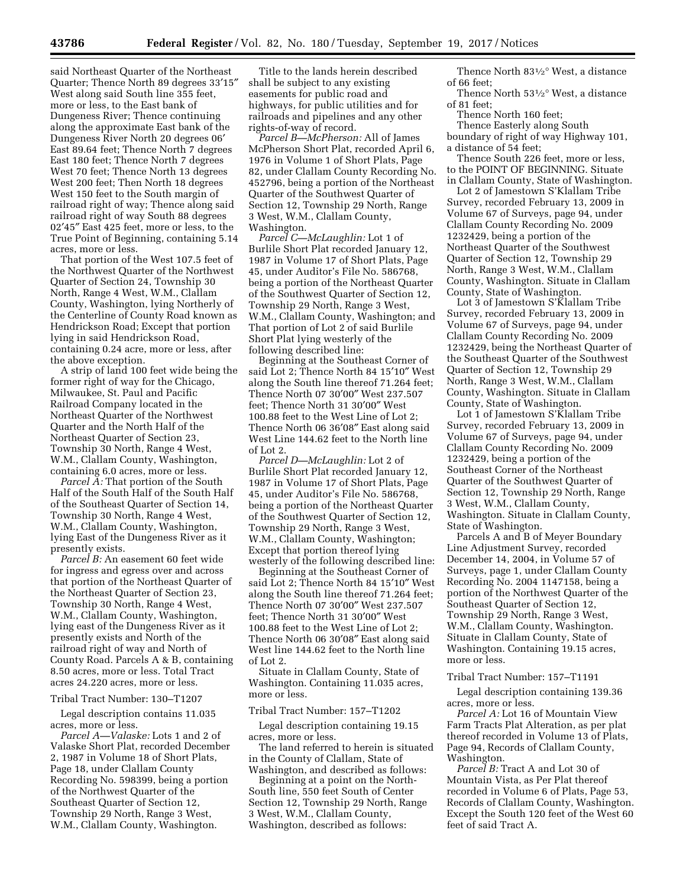said Northeast Quarter of the Northeast Quarter; Thence North 89 degrees 33′15″ West along said South line 355 feet, more or less, to the East bank of Dungeness River; Thence continuing along the approximate East bank of the Dungeness River North 20 degrees 06′ East 89.64 feet; Thence North 7 degrees East 180 feet; Thence North 7 degrees West 70 feet; Thence North 13 degrees West 200 feet; Then North 18 degrees West 150 feet to the South margin of railroad right of way; Thence along said railroad right of way South 88 degrees 02′45″ East 425 feet, more or less, to the True Point of Beginning, containing 5.14 acres, more or less.

That portion of the West 107.5 feet of the Northwest Quarter of the Northwest Quarter of Section 24, Township 30 North, Range 4 West, W.M., Clallam County, Washington, lying Northerly of the Centerline of County Road known as Hendrickson Road; Except that portion lying in said Hendrickson Road, containing 0.24 acre, more or less, after the above exception.

A strip of land 100 feet wide being the former right of way for the Chicago, Milwaukee, St. Paul and Pacific Railroad Company located in the Northeast Quarter of the Northwest Quarter and the North Half of the Northeast Quarter of Section 23, Township 30 North, Range 4 West, W.M., Clallam County, Washington, containing 6.0 acres, more or less.

*Parcel A:* That portion of the South Half of the South Half of the South Half of the Southeast Quarter of Section 14, Township 30 North, Range 4 West, W.M., Clallam County, Washington, lying East of the Dungeness River as it presently exists.

*Parcel B:* An easement 60 feet wide for ingress and egress over and across that portion of the Northeast Quarter of the Northeast Quarter of Section 23, Township 30 North, Range 4 West, W.M., Clallam County, Washington, lying east of the Dungeness River as it presently exists and North of the railroad right of way and North of County Road. Parcels A & B, containing 8.50 acres, more or less. Total Tract acres 24.220 acres, more or less.

Tribal Tract Number: 130–T1207

Legal description contains 11.035 acres, more or less.

*Parcel A—Valaske:* Lots 1 and 2 of Valaske Short Plat, recorded December 2, 1987 in Volume 18 of Short Plats, Page 18, under Clallam County Recording No. 598399, being a portion of the Northwest Quarter of the Southeast Quarter of Section 12, Township 29 North, Range 3 West, W.M., Clallam County, Washington.

Title to the lands herein described shall be subject to any existing easements for public road and highways, for public utilities and for railroads and pipelines and any other rights-of-way of record.

*Parcel B—McPherson:* All of James McPherson Short Plat, recorded April 6, 1976 in Volume 1 of Short Plats, Page 82, under Clallam County Recording No. 452796, being a portion of the Northeast Quarter of the Southwest Quarter of Section 12, Township 29 North, Range 3 West, W.M., Clallam County, Washington.

*Parcel C—McLaughlin:* Lot 1 of Burlile Short Plat recorded January 12, 1987 in Volume 17 of Short Plats, Page 45, under Auditor's File No. 586768, being a portion of the Northeast Quarter of the Southwest Quarter of Section 12, Township 29 North, Range 3 West, W.M., Clallam County, Washington; and That portion of Lot 2 of said Burlile Short Plat lying westerly of the following described line:

Beginning at the Southeast Corner of said Lot 2; Thence North 84 15′10″ West along the South line thereof 71.264 feet; Thence North 07 30′00″ West 237.507 feet; Thence North 31 30′00″ West 100.88 feet to the West Line of Lot 2; Thence North 06 36′08″ East along said West Line 144.62 feet to the North line of Lot 2.

*Parcel D—McLaughlin:* Lot 2 of Burlile Short Plat recorded January 12, 1987 in Volume 17 of Short Plats, Page 45, under Auditor's File No. 586768, being a portion of the Northeast Quarter of the Southwest Quarter of Section 12, Township 29 North, Range 3 West, W.M., Clallam County, Washington; Except that portion thereof lying westerly of the following described line:

Beginning at the Southeast Corner of said Lot 2; Thence North 84 15′10″ West along the South line thereof 71.264 feet; Thence North 07 30′00″ West 237.507 feet; Thence North 31 30′00″ West 100.88 feet to the West Line of Lot 2; Thence North 06 30′08″ East along said West line 144.62 feet to the North line of Lot 2.

Situate in Clallam County, State of Washington. Containing 11.035 acres, more or less.

Tribal Tract Number: 157–T1202

Legal description containing 19.15 acres, more or less.

The land referred to herein is situated in the County of Clallam, State of Washington, and described as follows:

Beginning at a point on the North-South line, 550 feet South of Center Section 12, Township 29 North, Range 3 West, W.M., Clallam County, Washington, described as follows:

Thence North 83½° West, a distance of 66 feet;

Thence North 53½° West, a distance of 81 feet;

Thence North 160 feet;

Thence Easterly along South boundary of right of way Highway 101, a distance of 54 feet;

Thence South 226 feet, more or less, to the POINT OF BEGINNING. Situate in Clallam County, State of Washington.

Lot 2 of Jamestown S'Klallam Tribe Survey, recorded February 13, 2009 in Volume 67 of Surveys, page 94, under Clallam County Recording No. 2009 1232429, being a portion of the Northeast Quarter of the Southwest Quarter of Section 12, Township 29 North, Range 3 West, W.M., Clallam County, Washington. Situate in Clallam County, State of Washington.

Lot 3 of Jamestown S'Klallam Tribe Survey, recorded February 13, 2009 in Volume 67 of Surveys, page 94, under Clallam County Recording No. 2009 1232429, being the Northeast Quarter of the Southeast Quarter of the Southwest Quarter of Section 12, Township 29 North, Range 3 West, W.M., Clallam County, Washington. Situate in Clallam County, State of Washington.

Lot 1 of Jamestown S'Klallam Tribe Survey, recorded February 13, 2009 in Volume 67 of Surveys, page 94, under Clallam County Recording No. 2009 1232429, being a portion of the Southeast Corner of the Northeast Quarter of the Southwest Quarter of Section 12, Township 29 North, Range 3 West, W.M., Clallam County, Washington. Situate in Clallam County, State of Washington.

Parcels A and B of Meyer Boundary Line Adjustment Survey, recorded December 14, 2004, in Volume 57 of Surveys, page 1, under Clallam County Recording No. 2004 1147158, being a portion of the Northwest Quarter of the Southeast Quarter of Section 12, Township 29 North, Range 3 West, W.M., Clallam County, Washington. Situate in Clallam County, State of Washington. Containing 19.15 acres, more or less.

Tribal Tract Number: 157–T1191

Legal description containing 139.36 acres, more or less.

*Parcel A:* Lot 16 of Mountain View Farm Tracts Plat Alteration, as per plat thereof recorded in Volume 13 of Plats, Page 94, Records of Clallam County, Washington.

*Parcel B:* Tract A and Lot 30 of Mountain Vista, as Per Plat thereof recorded in Volume 6 of Plats, Page 53, Records of Clallam County, Washington. Except the South 120 feet of the West 60 feet of said Tract A.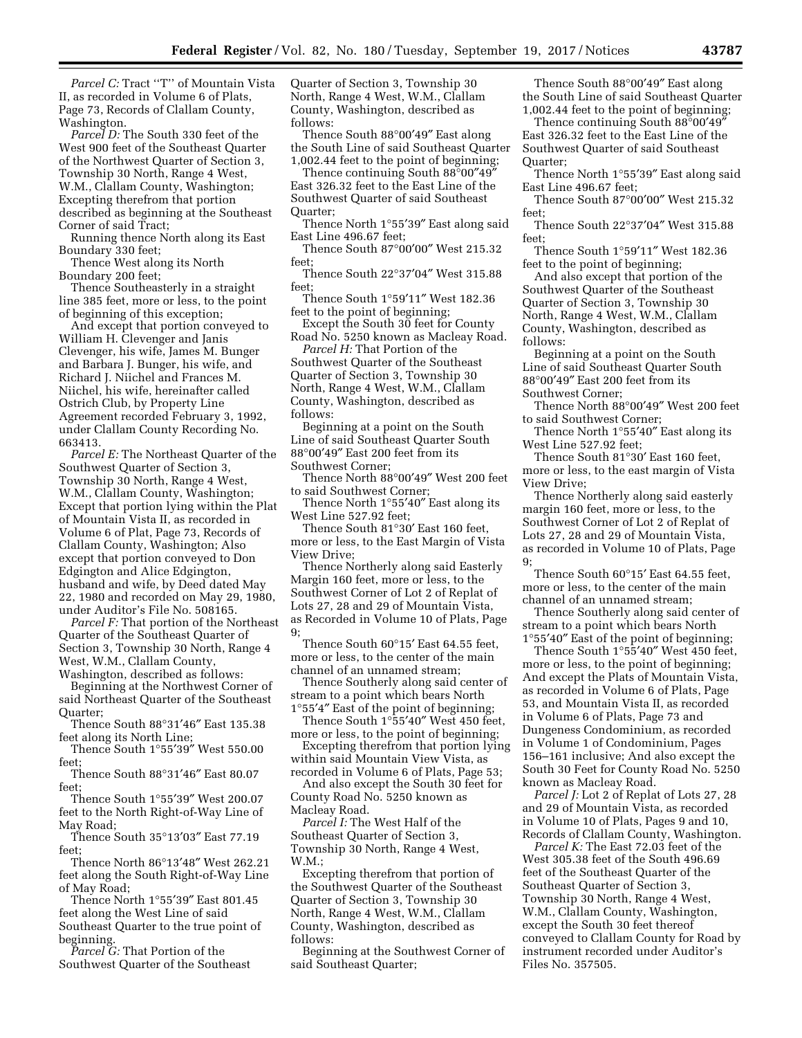*Parcel C:* Tract ''T'' of Mountain Vista II, as recorded in Volume 6 of Plats, Page 73, Records of Clallam County, Washington.

*Parcel D:* The South 330 feet of the West 900 feet of the Southeast Quarter of the Northwest Quarter of Section 3, Township 30 North, Range 4 West, W.M., Clallam County, Washington; Excepting therefrom that portion described as beginning at the Southeast Corner of said Tract;

Running thence North along its East Boundary 330 feet;

Thence West along its North Boundary 200 feet;

Thence Southeasterly in a straight line 385 feet, more or less, to the point of beginning of this exception;

And except that portion conveyed to William H. Clevenger and Janis Clevenger, his wife, James M. Bunger and Barbara J. Bunger, his wife, and Richard J. Niichel and Frances M. Niichel, his wife, hereinafter called Ostrich Club, by Property Line Agreement recorded February 3, 1992, under Clallam County Recording No. 663413.

*Parcel E:* The Northeast Quarter of the Southwest Quarter of Section 3, Township 30 North, Range 4 West, W.M., Clallam County, Washington; Except that portion lying within the Plat of Mountain Vista II, as recorded in Volume 6 of Plat, Page 73, Records of Clallam County, Washington; Also except that portion conveyed to Don Edgington and Alice Edgington, husband and wife, by Deed dated May 22, 1980 and recorded on May 29, 1980, under Auditor's File No. 508165.

*Parcel F:* That portion of the Northeast Quarter of the Southeast Quarter of Section 3, Township 30 North, Range 4 West, W.M., Clallam County, Washington, described as follows:

Beginning at the Northwest Corner of said Northeast Quarter of the Southeast Quarter;

Thence South 88°31′46″ East 135.38 feet along its North Line;

Thence South 1°55′39″ West 550.00 feet;

Thence South 88°31′46″ East 80.07 feet;

Thence South 1°55′39″ West 200.07 feet to the North Right-of-Way Line of May Road;

Thence South 35°13′03″ East 77.19 feet;

Thence North 86°13′48″ West 262.21 feet along the South Right-of-Way Line of May Road;

Thence North 1°55′39″ East 801.45 feet along the West Line of said Southeast Quarter to the true point of beginning.

*Parcel G:* That Portion of the Southwest Quarter of the Southeast Quarter of Section 3, Township 30 North, Range 4 West, W.M., Clallam County, Washington, described as follows:

Thence South 88°00′49″ East along the South Line of said Southeast Quarter 1,002.44 feet to the point of beginning;

Thence continuing South 88°00″49″ East 326.32 feet to the East Line of the Southwest Quarter of said Southeast Quarter;

Thence North 1°55′39″ East along said East Line 496.67 feet;

Thence South 87°00′00″ West 215.32 feet;

Thence South 22°37′04″ West 315.88 feet;

Thence South 1°59′11″ West 182.36 feet to the point of beginning;

Except the South 30 feet for County Road No. 5250 known as Macleay Road.

*Parcel H:* That Portion of the Southwest Quarter of the Southeast Quarter of Section 3, Township 30 North, Range 4 West, W.M., Clallam County, Washington, described as follows:

Beginning at a point on the South Line of said Southeast Quarter South 88°00′49″ East 200 feet from its Southwest Corner;

Thence North 88°00′49″ West 200 feet to said Southwest Corner;

Thence North 1°55′40″ East along its West Line 527.92 feet;

Thence South 81°30′ East 160 feet, more or less, to the East Margin of Vista View Drive;

Thence Northerly along said Easterly Margin 160 feet, more or less, to the Southwest Corner of Lot 2 of Replat of Lots 27, 28 and 29 of Mountain Vista, as Recorded in Volume 10 of Plats, Page 9;

Thence South 60°15′ East 64.55 feet, more or less, to the center of the main channel of an unnamed stream;

Thence Southerly along said center of stream to a point which bears North 1°55′4″ East of the point of beginning;

Thence South 1°55′40″ West 450 feet, more or less, to the point of beginning;

Excepting therefrom that portion lying within said Mountain View Vista, as recorded in Volume 6 of Plats, Page 53;

And also except the South 30 feet for County Road No. 5250 known as Macleay Road.

*Parcel I:* The West Half of the Southeast Quarter of Section 3, Township 30 North, Range 4 West, W.M.;

Excepting therefrom that portion of the Southwest Quarter of the Southeast Quarter of Section 3, Township 30 North, Range 4 West, W.M., Clallam County, Washington, described as follows:

Beginning at the Southwest Corner of said Southeast Quarter;

Thence South 88°00′49″ East along the South Line of said Southeast Quarter 1,002.44 feet to the point of beginning;

Thence continuing South 88°00′49″ East 326.32 feet to the East Line of the Southwest Quarter of said Southeast Quarter;

Thence North 1°55′39″ East along said East Line 496.67 feet;

Thence South 87°00′00″ West 215.32 feet;

Thence South 22°37′04″ West 315.88 feet;

Thence South 1°59′11″ West 182.36 feet to the point of beginning;

And also except that portion of the Southwest Quarter of the Southeast Quarter of Section 3, Township 30 North, Range 4 West, W.M., Clallam County, Washington, described as follows:

Beginning at a point on the South Line of said Southeast Quarter South 88°00′49″ East 200 feet from its Southwest Corner;

Thence North 88°00′49″ West 200 feet to said Southwest Corner;

Thence North 1°55′40″ East along its West Line 527.92 feet;

Thence South 81°30′ East 160 feet, more or less, to the east margin of Vista View Drive;

Thence Northerly along said easterly margin 160 feet, more or less, to the Southwest Corner of Lot 2 of Replat of Lots 27, 28 and 29 of Mountain Vista, as recorded in Volume 10 of Plats, Page 9;

Thence South 60°15′ East 64.55 feet, more or less, to the center of the main channel of an unnamed stream;

Thence Southerly along said center of stream to a point which bears North 1°55′40″ East of the point of beginning;

Thence South 1°55′40″ West 450 feet, more or less, to the point of beginning; And except the Plats of Mountain Vista, as recorded in Volume 6 of Plats, Page 53, and Mountain Vista II, as recorded in Volume 6 of Plats, Page 73 and Dungeness Condominium, as recorded in Volume 1 of Condominium, Pages 156–161 inclusive; And also except the South 30 Feet for County Road No. 5250 known as Macleay Road.

*Parcel J:* Lot 2 of Replat of Lots 27, 28 and 29 of Mountain Vista, as recorded in Volume 10 of Plats, Pages 9 and 10, Records of Clallam County, Washington.

*Parcel K:* The East 72.03 feet of the West 305.38 feet of the South 496.69 feet of the Southeast Quarter of the Southeast Quarter of Section 3, Township 30 North, Range 4 West, W.M., Clallam County, Washington, except the South 30 feet thereof conveyed to Clallam County for Road by instrument recorded under Auditor's Files No. 357505.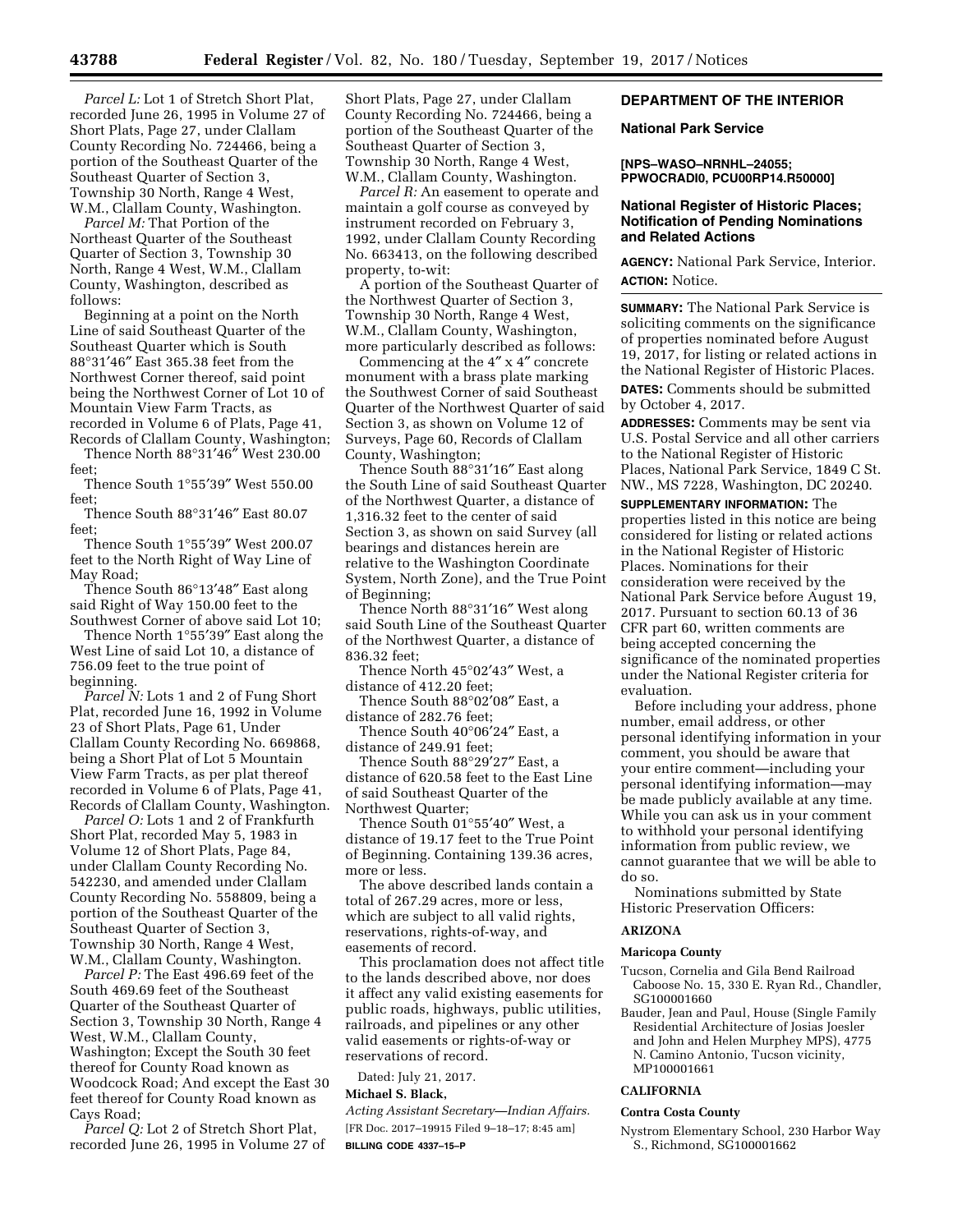*Parcel L:* Lot 1 of Stretch Short Plat, recorded June 26, 1995 in Volume 27 of Short Plats, Page 27, under Clallam County Recording No. 724466, being a portion of the Southeast Quarter of the Southeast Quarter of Section 3, Township 30 North, Range 4 West, W.M., Clallam County, Washington.

*Parcel M:* That Portion of the Northeast Quarter of the Southeast Quarter of Section 3, Township 30 North, Range 4 West, W.M., Clallam County, Washington, described as follows:

Beginning at a point on the North Line of said Southeast Quarter of the Southeast Quarter which is South 88°31′46″ East 365.38 feet from the Northwest Corner thereof, said point being the Northwest Corner of Lot 10 of Mountain View Farm Tracts, as recorded in Volume 6 of Plats, Page 41, Records of Clallam County, Washington;

Thence North 88°31′46″ West 230.00 feet;

Thence South 1°55′39″ West 550.00 feet;

Thence South 88°31′46″ East 80.07 feet;

Thence South 1°55′39″ West 200.07 feet to the North Right of Way Line of May Road;

Thence South 86°13′48″ East along said Right of Way 150.00 feet to the Southwest Corner of above said Lot 10;

Thence North 1°55′39″ East along the West Line of said Lot 10, a distance of 756.09 feet to the true point of beginning.

*Parcel N:* Lots 1 and 2 of Fung Short Plat, recorded June 16, 1992 in Volume 23 of Short Plats, Page 61, Under Clallam County Recording No. 669868, being a Short Plat of Lot 5 Mountain View Farm Tracts, as per plat thereof recorded in Volume 6 of Plats, Page 41, Records of Clallam County, Washington.

*Parcel O:* Lots 1 and 2 of Frankfurth Short Plat, recorded May 5, 1983 in Volume 12 of Short Plats, Page 84, under Clallam County Recording No. 542230, and amended under Clallam County Recording No. 558809, being a portion of the Southeast Quarter of the Southeast Quarter of Section 3, Township 30 North, Range 4 West, W.M., Clallam County, Washington.

*Parcel P:* The East 496.69 feet of the South 469.69 feet of the Southeast Quarter of the Southeast Quarter of Section 3, Township 30 North, Range 4 West, W.M., Clallam County, Washington; Except the South 30 feet thereof for County Road known as Woodcock Road; And except the East 30 feet thereof for County Road known as Cays Road;

*Parcel Q:* Lot 2 of Stretch Short Plat, recorded June 26, 1995 in Volume 27 of Short Plats, Page 27, under Clallam County Recording No. 724466, being a portion of the Southeast Quarter of the Southeast Quarter of Section 3, Township 30 North, Range 4 West, W.M., Clallam County, Washington.

*Parcel R:* An easement to operate and maintain a golf course as conveyed by instrument recorded on February 3, 1992, under Clallam County Recording No. 663413, on the following described property, to-wit:

A portion of the Southeast Quarter of the Northwest Quarter of Section 3, Township 30 North, Range 4 West, W.M., Clallam County, Washington, more particularly described as follows:

Commencing at the 4″ x 4″ concrete monument with a brass plate marking the Southwest Corner of said Southeast Quarter of the Northwest Quarter of said Section 3, as shown on Volume 12 of Surveys, Page 60, Records of Clallam County, Washington;

Thence South 88°31′16″ East along the South Line of said Southeast Quarter of the Northwest Quarter, a distance of 1,316.32 feet to the center of said Section 3, as shown on said Survey (all bearings and distances herein are relative to the Washington Coordinate System, North Zone), and the True Point of Beginning;

Thence North 88°31′16″ West along said South Line of the Southeast Quarter of the Northwest Quarter, a distance of 836.32 feet;

Thence North 45°02′43″ West, a distance of 412.20 feet;

Thence South 88°02′08″ East, a distance of 282.76 feet;

Thence South 40°06′24″ East, a distance of 249.91 feet;

Thence South 88°29′27″ East, a distance of 620.58 feet to the East Line of said Southeast Quarter of the Northwest Quarter;

Thence South 01°55′40″ West, a distance of 19.17 feet to the True Point of Beginning. Containing 139.36 acres, more or less.

The above described lands contain a total of 267.29 acres, more or less, which are subject to all valid rights, reservations, rights-of-way, and easements of record.

This proclamation does not affect title to the lands described above, nor does it affect any valid existing easements for public roads, highways, public utilities, railroads, and pipelines or any other valid easements or rights-of-way or reservations of record.

Dated: July 21, 2017.

**Michael S. Black,**

*Acting Assistant Secretary—Indian Affairs.*

[FR Doc. 2017–19915 Filed 9–18–17; 8:45 am]

**BILLING CODE 4337–15–P**

## DEPARTMENT OF THE INTERIOR

## National Park Service

**[NPS–WASO–NRNHL–24055; PPWOCRADI0, PCU00RP14.R50000]**

## National Register of Historic Places; Notification of Pending Nominations and Related Actions

**AGENCY:** National Park Service, Interior.

**ACTION:** Notice.

**SUMMARY:** The National Park Service is soliciting comments on the significance of properties nominated before August 19, 2017, for listing or related actions in the National Register of Historic Places.

**DATES:** Comments should be submitted by October 4, 2017.

**ADDRESSES:** Comments may be sent via U.S. Postal Service and all other carriers to the National Register of Historic Places, National Park Service, 1849 C St. NW., MS 7228, Washington, DC 20240.

**SUPPLEMENTARY INFORMATION:** The properties listed in this notice are being considered for listing or related actions in the National Register of Historic Places. Nominations for their consideration were received by the National Park Service before August 19, 2017. Pursuant to section 60.13 of 36 CFR part 60, written comments are being accepted concerning the significance of the nominated properties under the National Register criteria for evaluation.

Before including your address, phone number, email address, or other personal identifying information in your comment, you should be aware that your entire comment—including your personal identifying information—may be made publicly available at any time. While you can ask us in your comment to withhold your personal identifying information from public review, we cannot guarantee that we will be able to do so.

Nominations submitted by State Historic Preservation Officers:

### ARIZONA

#### Maricopa County

Tucson, Cornelia and Gila Bend Railroad Caboose No. 15, 330 E. Ryan Rd., Chandler, SG100001660

Bauder, Jean and Paul, House (Single Family Residential Architecture of Josias Joesler and John and Helen Murphey MPS), 4775 N. Camino Antonio, Tucson vicinity, MP100001661

### CALIFORNIA

#### Contra Costa County

Nystrom Elementary School, 230 Harbor Way S., Richmond, SG100001662